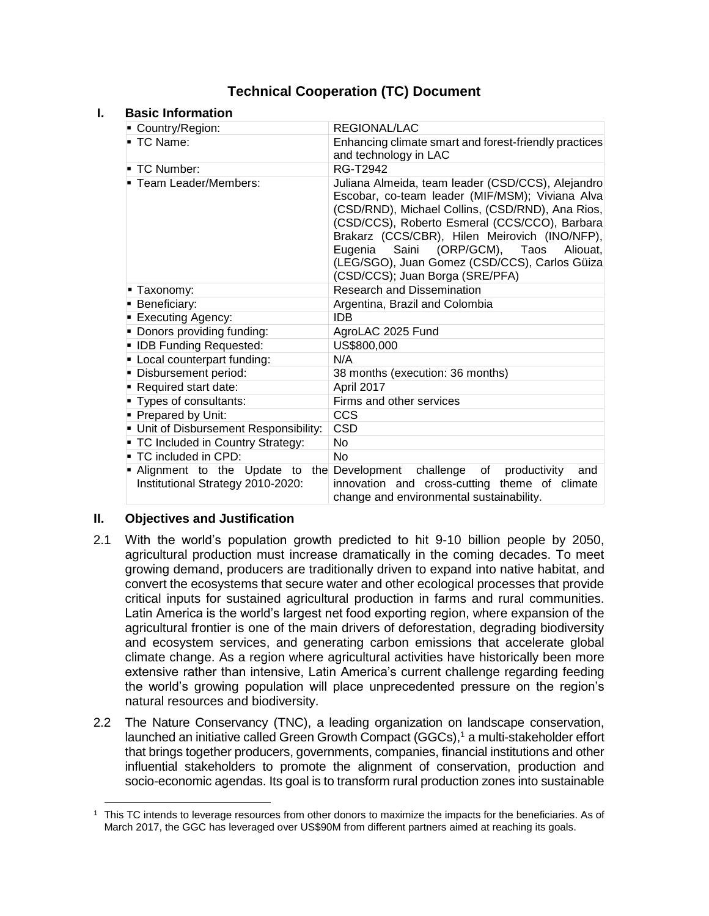# Technical Cooperation (TC) Document

## I. Basic Information

| | |
|---|---|
| ▪ Country/Region: | REGIONAL/LAC |
| ▪ TC Name: | Enhancing climate smart and forest-friendly practices and technology in LAC |
| ▪ TC Number: | RG-T2942 |
| ▪ Team Leader/Members: | Juliana Almeida, team leader (CSD/CCS), Alejandro Escobar, co-team leader (MIF/MSM); Viviana Alva (CSD/RND), Michael Collins, (CSD/RND), Ana Rios, (CSD/CCS), Roberto Esmeral (CCS/CCO), Barbara Brakarz (CCS/CBR), Hilen Meirovich (INO/NFP), Eugenia Saini (ORP/GCM), Taos Aliouat, (LEG/SGO), Juan Gomez (CSD/CCS), Carlos Güiza (CSD/CCS); Juan Borga (SRE/PFA) |
| ▪ Taxonomy: | Research and Dissemination |
| ▪ Beneficiary: | Argentina, Brazil and Colombia |
| ▪ Executing Agency: | IDB |
| ▪ Donors providing funding: | AgroLAC 2025 Fund |
| ▪ IDB Funding Requested: | US$800,000 |
| ▪ Local counterpart funding: | N/A |
| ▪ Disbursement period: | 38 months (execution: 36 months) |
| ▪ Required start date: | April 2017 |
| ▪ Types of consultants: | Firms and other services |
| ▪ Prepared by Unit: | CCS |
| ▪ Unit of Disbursement Responsibility: | CSD |
| ▪ TC Included in Country Strategy: | No |
| ▪ TC included in CPD: | No |
| ▪ Alignment to the Update to the Institutional Strategy 2010-2020: | Development challenge of productivity and innovation and cross-cutting theme of climate change and environmental sustainability. |

## II. Objectives and Justification

2.1 With the world's population growth predicted to hit 9-10 billion people by 2050, agricultural production must increase dramatically in the coming decades. To meet growing demand, producers are traditionally driven to expand into native habitat, and convert the ecosystems that secure water and other ecological processes that provide critical inputs for sustained agricultural production in farms and rural communities. Latin America is the world's largest net food exporting region, where expansion of the agricultural frontier is one of the main drivers of deforestation, degrading biodiversity and ecosystem services, and generating carbon emissions that accelerate global climate change. As a region where agricultural activities have historically been more extensive rather than intensive, Latin America's current challenge regarding feeding the world's growing population will place unprecedented pressure on the region's natural resources and biodiversity.

2.2 The Nature Conservancy (TNC), a leading organization on landscape conservation, launched an initiative called Green Growth Compact (GGCs),[1] a multi-stakeholder effort that brings together producers, governments, companies, financial institutions and other influential stakeholders to promote the alignment of conservation, production and socio-economic agendas. Its goal is to transform rural production zones into sustainable

[1] This TC intends to leverage resources from other donors to maximize the impacts for the beneficiaries. As of March 2017, the GGC has leveraged over US$90M from different partners aimed at reaching its goals.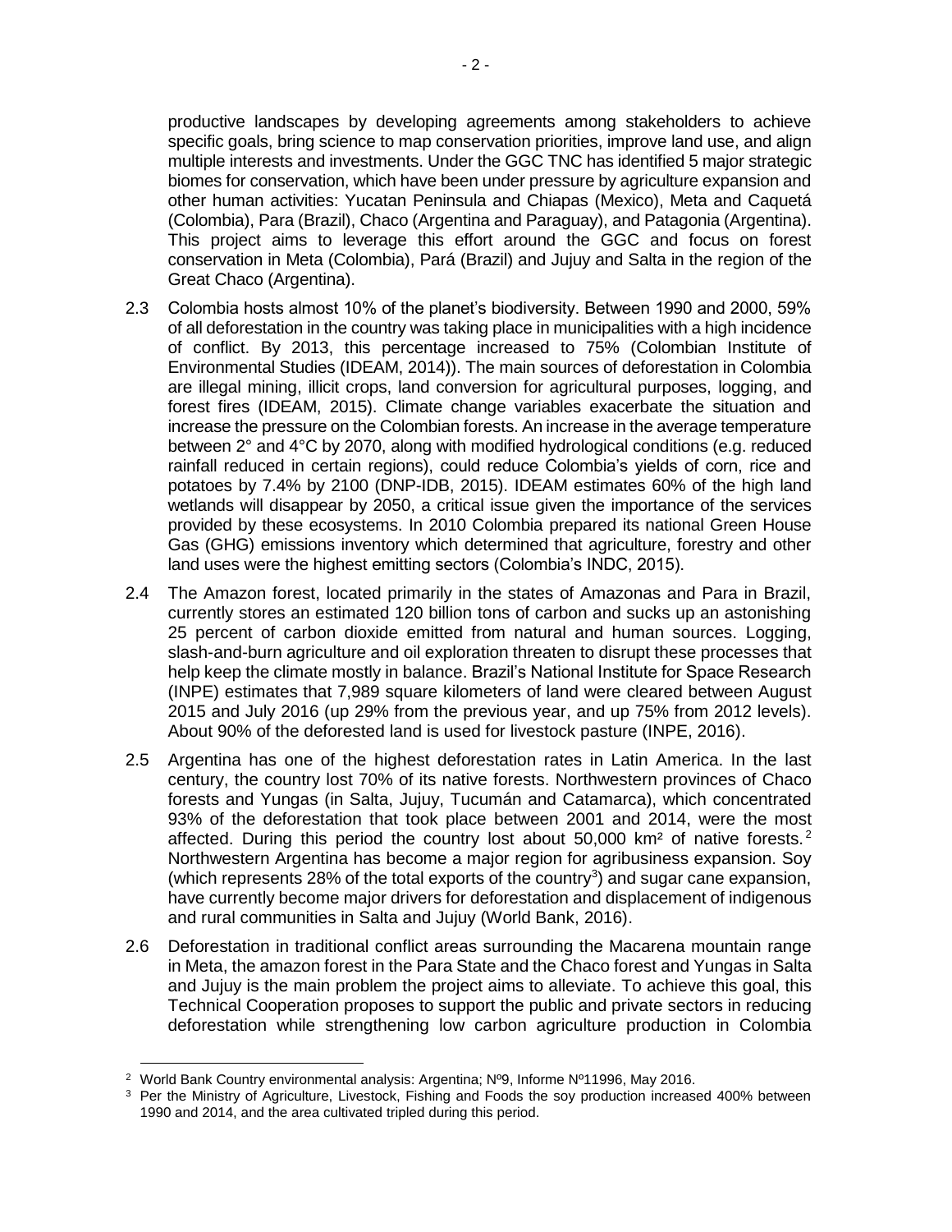productive landscapes by developing agreements among stakeholders to achieve specific goals, bring science to map conservation priorities, improve land use, and align multiple interests and investments. Under the GGC TNC has identified 5 major strategic biomes for conservation, which have been under pressure by agriculture expansion and other human activities: Yucatan Peninsula and Chiapas (Mexico), Meta and Caquetá (Colombia), Para (Brazil), Chaco (Argentina and Paraguay), and Patagonia (Argentina). This project aims to leverage this effort around the GGC and focus on forest conservation in Meta (Colombia), Pará (Brazil) and Jujuy and Salta in the region of the Great Chaco (Argentina).

2.3 Colombia hosts almost 10% of the planet's biodiversity. Between 1990 and 2000, 59% of all deforestation in the country was taking place in municipalities with a high incidence of conflict. By 2013, this percentage increased to 75% (Colombian Institute of Environmental Studies (IDEAM, 2014)). The main sources of deforestation in Colombia are illegal mining, illicit crops, land conversion for agricultural purposes, logging, and forest fires (IDEAM, 2015). Climate change variables exacerbate the situation and increase the pressure on the Colombian forests. An increase in the average temperature between 2° and 4°C by 2070, along with modified hydrological conditions (e.g. reduced rainfall reduced in certain regions), could reduce Colombia's yields of corn, rice and potatoes by 7.4% by 2100 (DNP-IDB, 2015). IDEAM estimates 60% of the high land wetlands will disappear by 2050, a critical issue given the importance of the services provided by these ecosystems. In 2010 Colombia prepared its national Green House Gas (GHG) emissions inventory which determined that agriculture, forestry and other land uses were the highest emitting sectors (Colombia's INDC, 2015).

2.4 The Amazon forest, located primarily in the states of Amazonas and Para in Brazil, currently stores an estimated 120 billion tons of carbon and sucks up an astonishing 25 percent of carbon dioxide emitted from natural and human sources. Logging, slash-and-burn agriculture and oil exploration threaten to disrupt these processes that help keep the climate mostly in balance. Brazil's National Institute for Space Research (INPE) estimates that 7,989 square kilometers of land were cleared between August 2015 and July 2016 (up 29% from the previous year, and up 75% from 2012 levels). About 90% of the deforested land is used for livestock pasture (INPE, 2016).

2.5 Argentina has one of the highest deforestation rates in Latin America. In the last century, the country lost 70% of its native forests. Northwestern provinces of Chaco forests and Yungas (in Salta, Jujuy, Tucumán and Catamarca), which concentrated 93% of the deforestation that took place between 2001 and 2014, were the most affected. During this period the country lost about 50,000 km² of native forests.[2] Northwestern Argentina has become a major region for agribusiness expansion. Soy (which represents 28% of the total exports of the country[3]) and sugar cane expansion, have currently become major drivers for deforestation and displacement of indigenous and rural communities in Salta and Jujuy (World Bank, 2016).

2.6 Deforestation in traditional conflict areas surrounding the Macarena mountain range in Meta, the amazon forest in the Para State and the Chaco forest and Yungas in Salta and Jujuy is the main problem the project aims to alleviate. To achieve this goal, this Technical Cooperation proposes to support the public and private sectors in reducing deforestation while strengthening low carbon agriculture production in Colombia

[2] World Bank Country environmental analysis: Argentina; Nº9, Informe Nº11996, May 2016.

[3] Per the Ministry of Agriculture, Livestock, Fishing and Foods the soy production increased 400% between 1990 and 2014, and the area cultivated tripled during this period.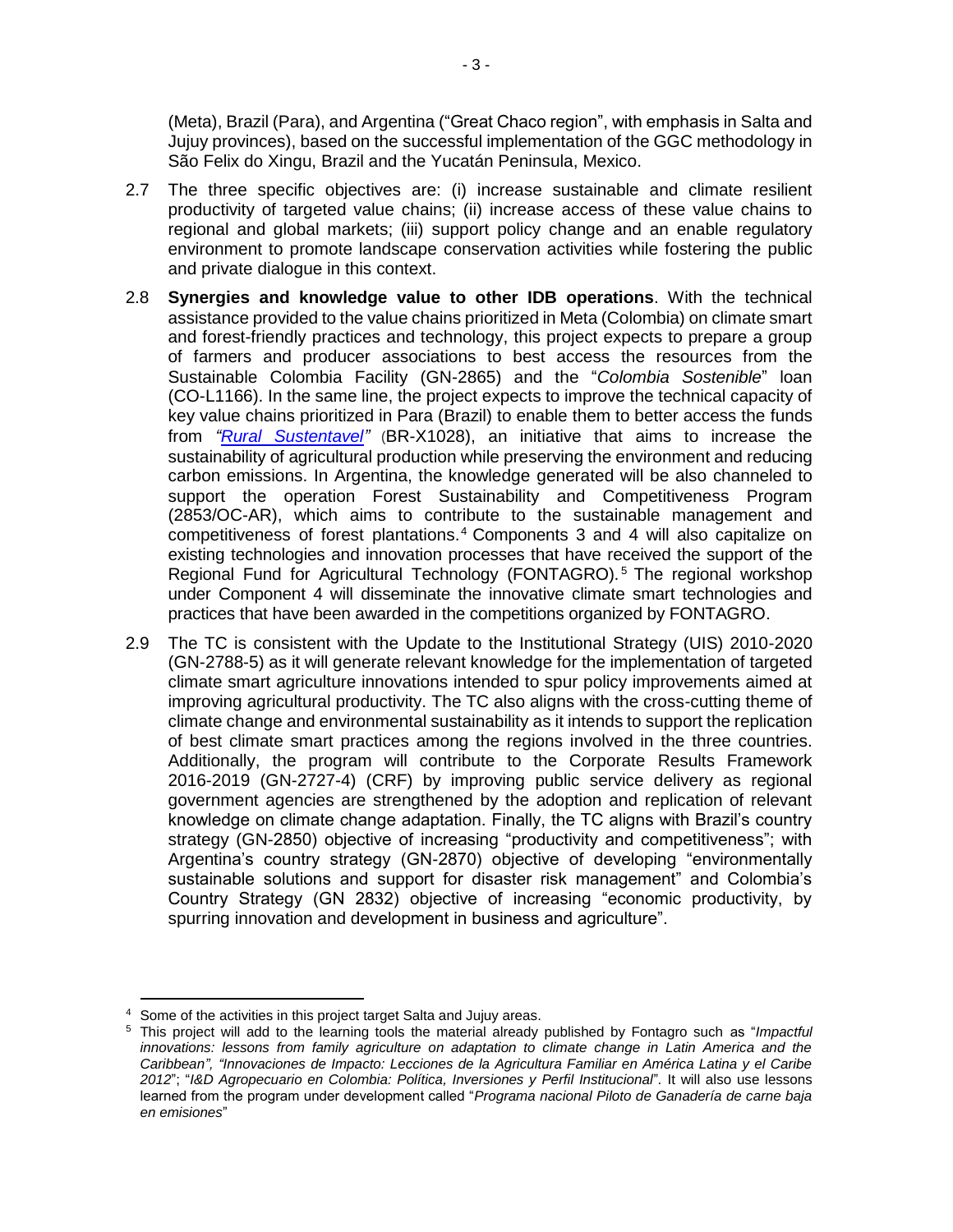(Meta), Brazil (Para), and Argentina ("Great Chaco region", with emphasis in Salta and Jujuy provinces), based on the successful implementation of the GGC methodology in São Felix do Xingu, Brazil and the Yucatán Peninsula, Mexico.

2.7 The three specific objectives are: (i) increase sustainable and climate resilient productivity of targeted value chains; (ii) increase access of these value chains to regional and global markets; (iii) support policy change and an enable regulatory environment to promote landscape conservation activities while fostering the public and private dialogue in this context.

2.8 **Synergies and knowledge value to other IDB operations**. With the technical assistance provided to the value chains prioritized in Meta (Colombia) on climate smart and forest-friendly practices and technology, this project expects to prepare a group of farmers and producer associations to best access the resources from the Sustainable Colombia Facility (GN-2865) and the "*Colombia Sostenible*" loan (CO-L1166). In the same line, the project expects to improve the technical capacity of key value chains prioritized in Para (Brazil) to enable them to better access the funds from *"Rural Sustentavel"* (BR-X1028), an initiative that aims to increase the sustainability of agricultural production while preserving the environment and reducing carbon emissions. In Argentina, the knowledge generated will be also channeled to support the operation Forest Sustainability and Competitiveness Program (2853/OC-AR), which aims to contribute to the sustainable management and competitiveness of forest plantations.[4] Components 3 and 4 will also capitalize on existing technologies and innovation processes that have received the support of the Regional Fund for Agricultural Technology (FONTAGRO).[5] The regional workshop under Component 4 will disseminate the innovative climate smart technologies and practices that have been awarded in the competitions organized by FONTAGRO.

2.9 The TC is consistent with the Update to the Institutional Strategy (UIS) 2010-2020 (GN-2788-5) as it will generate relevant knowledge for the implementation of targeted climate smart agriculture innovations intended to spur policy improvements aimed at improving agricultural productivity. The TC also aligns with the cross-cutting theme of climate change and environmental sustainability as it intends to support the replication of best climate smart practices among the regions involved in the three countries. Additionally, the program will contribute to the Corporate Results Framework 2016-2019 (GN-2727-4) (CRF) by improving public service delivery as regional government agencies are strengthened by the adoption and replication of relevant knowledge on climate change adaptation. Finally, the TC aligns with Brazil's country strategy (GN-2850) objective of increasing "productivity and competitiveness"; with Argentina's country strategy (GN-2870) objective of developing "environmentally sustainable solutions and support for disaster risk management" and Colombia's Country Strategy (GN 2832) objective of increasing "economic productivity, by spurring innovation and development in business and agriculture".

---

[4] Some of the activities in this project target Salta and Jujuy areas.

[5] This project will add to the learning tools the material already published by Fontagro such as "*Impactful innovations: lessons from family agriculture on adaptation to climate change in Latin America and the Caribbean", "Innovaciones de Impacto: Lecciones de la Agricultura Familiar en América Latina y el Caribe 2012*"; "*I&D Agropecuario en Colombia: Política, Inversiones y Perfil Institucional*". It will also use lessons learned from the program under development called "*Programa nacional Piloto de Ganadería de carne baja en emisiones*"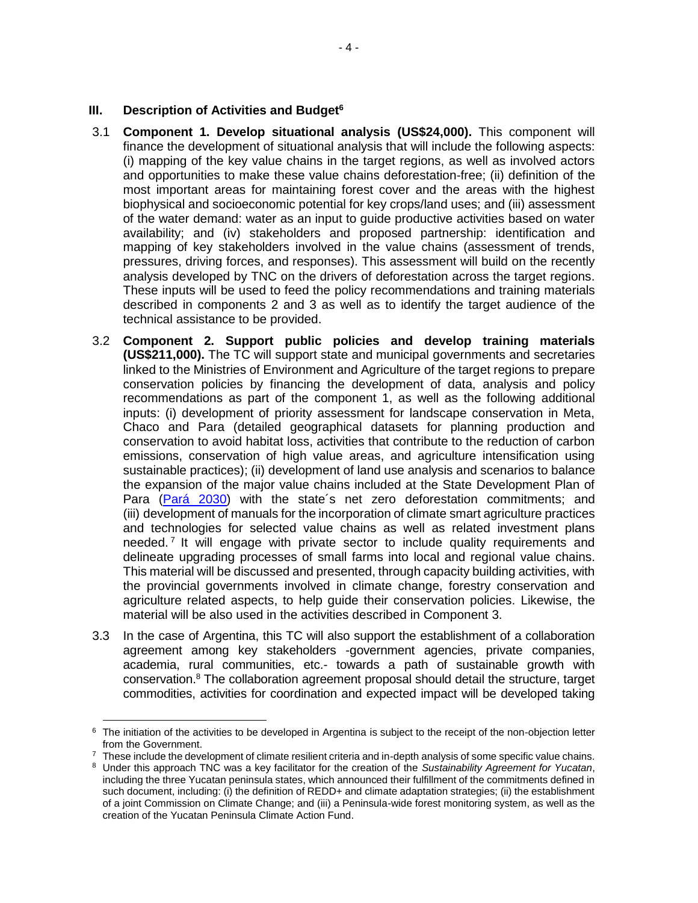## III. Description of Activities and Budget[6]

3.1 **Component 1. Develop situational analysis (US$24,000).** This component will finance the development of situational analysis that will include the following aspects: (i) mapping of the key value chains in the target regions, as well as involved actors and opportunities to make these value chains deforestation-free; (ii) definition of the most important areas for maintaining forest cover and the areas with the highest biophysical and socioeconomic potential for key crops/land uses; and (iii) assessment of the water demand: water as an input to guide productive activities based on water availability; and (iv) stakeholders and proposed partnership: identification and mapping of key stakeholders involved in the value chains (assessment of trends, pressures, driving forces, and responses). This assessment will build on the recently analysis developed by TNC on the drivers of deforestation across the target regions. These inputs will be used to feed the policy recommendations and training materials described in components 2 and 3 as well as to identify the target audience of the technical assistance to be provided.

3.2 **Component 2. Support public policies and develop training materials (US$211,000).** The TC will support state and municipal governments and secretaries linked to the Ministries of Environment and Agriculture of the target regions to prepare conservation policies by financing the development of data, analysis and policy recommendations as part of the component 1, as well as the following additional inputs: (i) development of priority assessment for landscape conservation in Meta, Chaco and Para (detailed geographical datasets for planning production and conservation to avoid habitat loss, activities that contribute to the reduction of carbon emissions, conservation of high value areas, and agriculture intensification using sustainable practices); (ii) development of land use analysis and scenarios to balance the expansion of the major value chains included at the State Development Plan of Para (Pará 2030) with the state´s net zero deforestation commitments; and (iii) development of manuals for the incorporation of climate smart agriculture practices and technologies for selected value chains as well as related investment plans needed.[7] It will engage with private sector to include quality requirements and delineate upgrading processes of small farms into local and regional value chains. This material will be discussed and presented, through capacity building activities, with the provincial governments involved in climate change, forestry conservation and agriculture related aspects, to help guide their conservation policies. Likewise, the material will be also used in the activities described in Component 3.

3.3 In the case of Argentina, this TC will also support the establishment of a collaboration agreement among key stakeholders -government agencies, private companies, academia, rural communities, etc.- towards a path of sustainable growth with conservation.[8] The collaboration agreement proposal should detail the structure, target commodities, activities for coordination and expected impact will be developed taking

---

[6] The initiation of the activities to be developed in Argentina is subject to the receipt of the non-objection letter from the Government.

[7] These include the development of climate resilient criteria and in-depth analysis of some specific value chains.

[8] Under this approach TNC was a key facilitator for the creation of the *Sustainability Agreement for Yucatan*, including the three Yucatan peninsula states, which announced their fulfillment of the commitments defined in such document, including: (i) the definition of REDD+ and climate adaptation strategies; (ii) the establishment of a joint Commission on Climate Change; and (iii) a Peninsula-wide forest monitoring system, as well as the creation of the Yucatan Peninsula Climate Action Fund.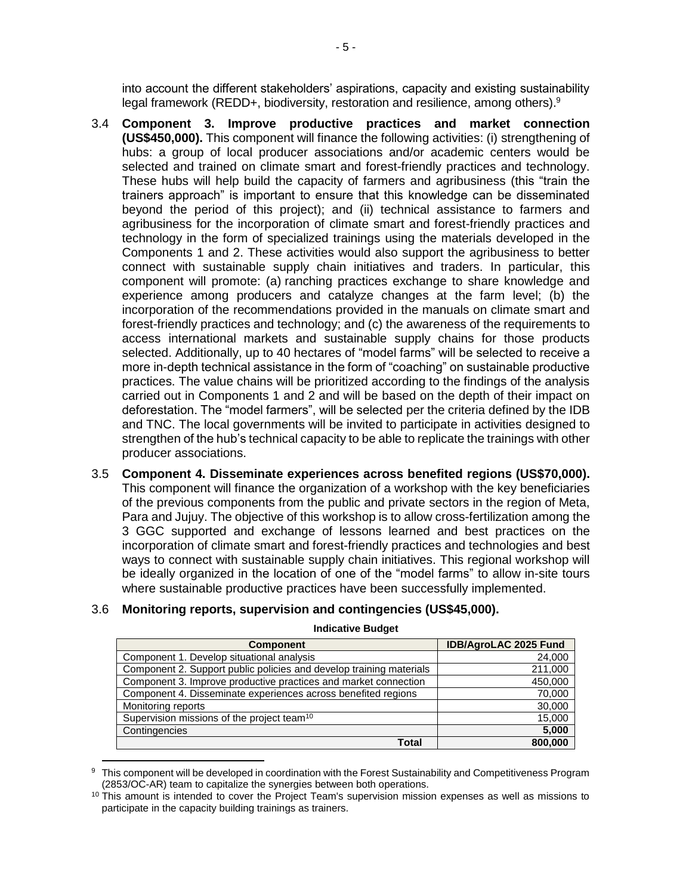into account the different stakeholders' aspirations, capacity and existing sustainability legal framework (REDD+, biodiversity, restoration and resilience, among others).[9]

3.4 **Component 3. Improve productive practices and market connection (US$450,000).** This component will finance the following activities: (i) strengthening of hubs: a group of local producer associations and/or academic centers would be selected and trained on climate smart and forest-friendly practices and technology. These hubs will help build the capacity of farmers and agribusiness (this "train the trainers approach" is important to ensure that this knowledge can be disseminated beyond the period of this project); and (ii) technical assistance to farmers and agribusiness for the incorporation of climate smart and forest-friendly practices and technology in the form of specialized trainings using the materials developed in the Components 1 and 2. These activities would also support the agribusiness to better connect with sustainable supply chain initiatives and traders. In particular, this component will promote: (a) ranching practices exchange to share knowledge and experience among producers and catalyze changes at the farm level; (b) the incorporation of the recommendations provided in the manuals on climate smart and forest-friendly practices and technology; and (c) the awareness of the requirements to access international markets and sustainable supply chains for those products selected. Additionally, up to 40 hectares of "model farms" will be selected to receive a more in-depth technical assistance in the form of "coaching" on sustainable productive practices. The value chains will be prioritized according to the findings of the analysis carried out in Components 1 and 2 and will be based on the depth of their impact on deforestation. The "model farmers", will be selected per the criteria defined by the IDB and TNC. The local governments will be invited to participate in activities designed to strengthen of the hub's technical capacity to be able to replicate the trainings with other producer associations.

3.5 **Component 4. Disseminate experiences across benefited regions (US$70,000).** This component will finance the organization of a workshop with the key beneficiaries of the previous components from the public and private sectors in the region of Meta, Para and Jujuy. The objective of this workshop is to allow cross-fertilization among the 3 GGC supported and exchange of lessons learned and best practices on the incorporation of climate smart and forest-friendly practices and technologies and best ways to connect with sustainable supply chain initiatives. This regional workshop will be ideally organized in the location of one of the "model farms" to allow in-site tours where sustainable productive practices have been successfully implemented.

3.6 **Monitoring reports, supervision and contingencies (US$45,000).**

**Indicative Budget**

| Component | IDB/AgroLAC 2025 Fund |
|---|---|
| Component 1. Develop situational analysis | 24,000 |
| Component 2. Support public policies and develop training materials | 211,000 |
| Component 3. Improve productive practices and market connection | 450,000 |
| Component 4. Disseminate experiences across benefited regions | 70,000 |
| Monitoring reports | 30,000 |
| Supervision missions of the project team[10] | 15,000 |
| Contingencies | **5,000** |
| **Total** | **800,000** |

---

[9] This component will be developed in coordination with the Forest Sustainability and Competitiveness Program (2853/OC-AR) team to capitalize the synergies between both operations.

[10] This amount is intended to cover the Project Team's supervision mission expenses as well as missions to participate in the capacity building trainings as trainers.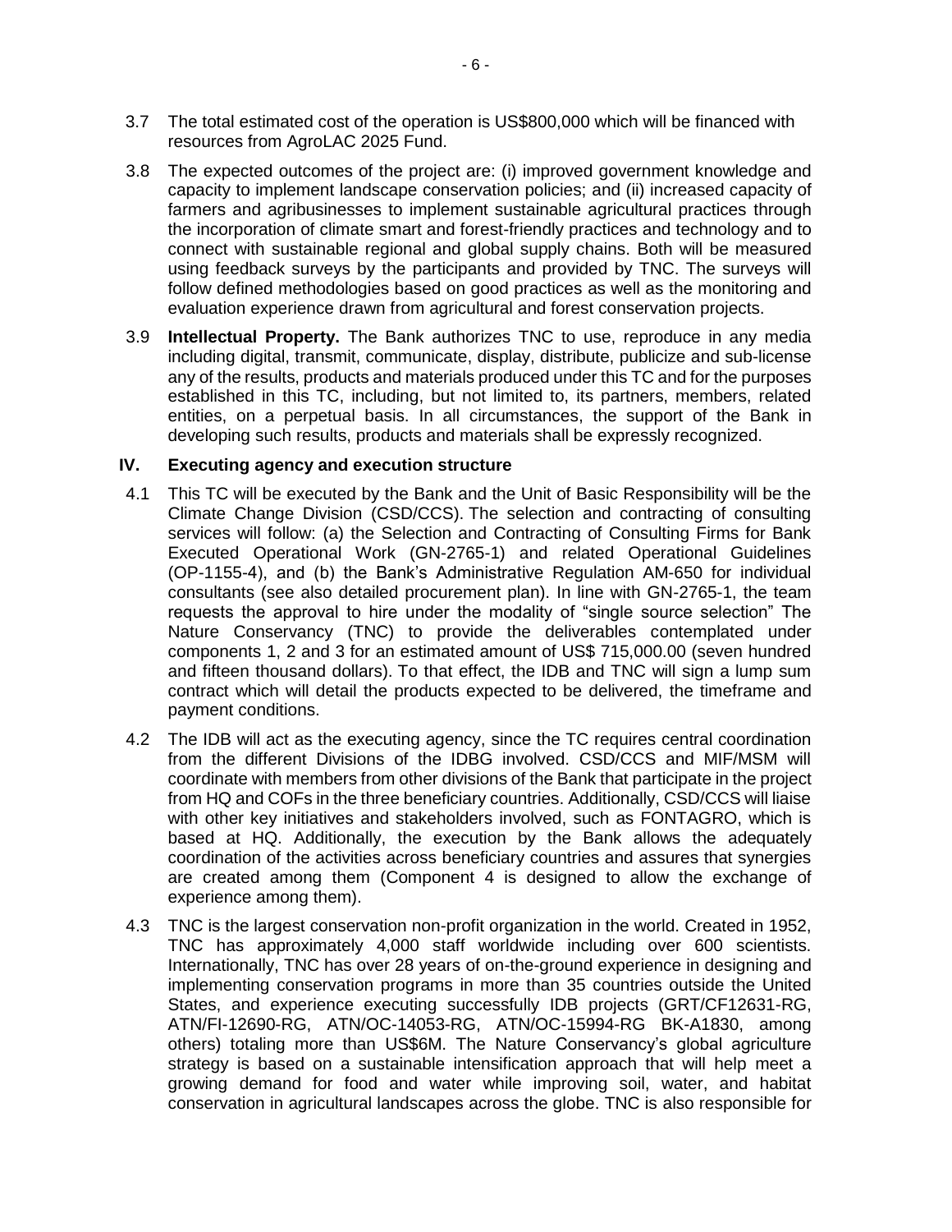3.7 The total estimated cost of the operation is US$800,000 which will be financed with resources from AgroLAC 2025 Fund.

3.8 The expected outcomes of the project are: (i) improved government knowledge and capacity to implement landscape conservation policies; and (ii) increased capacity of farmers and agribusinesses to implement sustainable agricultural practices through the incorporation of climate smart and forest-friendly practices and technology and to connect with sustainable regional and global supply chains. Both will be measured using feedback surveys by the participants and provided by TNC. The surveys will follow defined methodologies based on good practices as well as the monitoring and evaluation experience drawn from agricultural and forest conservation projects.

3.9 **Intellectual Property.** The Bank authorizes TNC to use, reproduce in any media including digital, transmit, communicate, display, distribute, publicize and sub-license any of the results, products and materials produced under this TC and for the purposes established in this TC, including, but not limited to, its partners, members, related entities, on a perpetual basis. In all circumstances, the support of the Bank in developing such results, products and materials shall be expressly recognized.

## IV. Executing agency and execution structure

4.1 This TC will be executed by the Bank and the Unit of Basic Responsibility will be the Climate Change Division (CSD/CCS). The selection and contracting of consulting services will follow: (a) the Selection and Contracting of Consulting Firms for Bank Executed Operational Work (GN-2765-1) and related Operational Guidelines (OP-1155-4), and (b) the Bank's Administrative Regulation AM-650 for individual consultants (see also detailed procurement plan). In line with GN-2765-1, the team requests the approval to hire under the modality of "single source selection" The Nature Conservancy (TNC) to provide the deliverables contemplated under components 1, 2 and 3 for an estimated amount of US$ 715,000.00 (seven hundred and fifteen thousand dollars). To that effect, the IDB and TNC will sign a lump sum contract which will detail the products expected to be delivered, the timeframe and payment conditions.

4.2 The IDB will act as the executing agency, since the TC requires central coordination from the different Divisions of the IDBG involved. CSD/CCS and MIF/MSM will coordinate with members from other divisions of the Bank that participate in the project from HQ and COFs in the three beneficiary countries. Additionally, CSD/CCS will liaise with other key initiatives and stakeholders involved, such as FONTAGRO, which is based at HQ. Additionally, the execution by the Bank allows the adequately coordination of the activities across beneficiary countries and assures that synergies are created among them (Component 4 is designed to allow the exchange of experience among them).

4.3 TNC is the largest conservation non-profit organization in the world. Created in 1952, TNC has approximately 4,000 staff worldwide including over 600 scientists. Internationally, TNC has over 28 years of on-the-ground experience in designing and implementing conservation programs in more than 35 countries outside the United States, and experience executing successfully IDB projects (GRT/CF12631-RG, ATN/FI-12690-RG, ATN/OC-14053-RG, ATN/OC-15994-RG BK-A1830, among others) totaling more than US$6M. The Nature Conservancy's global agriculture strategy is based on a sustainable intensification approach that will help meet a growing demand for food and water while improving soil, water, and habitat conservation in agricultural landscapes across the globe. TNC is also responsible for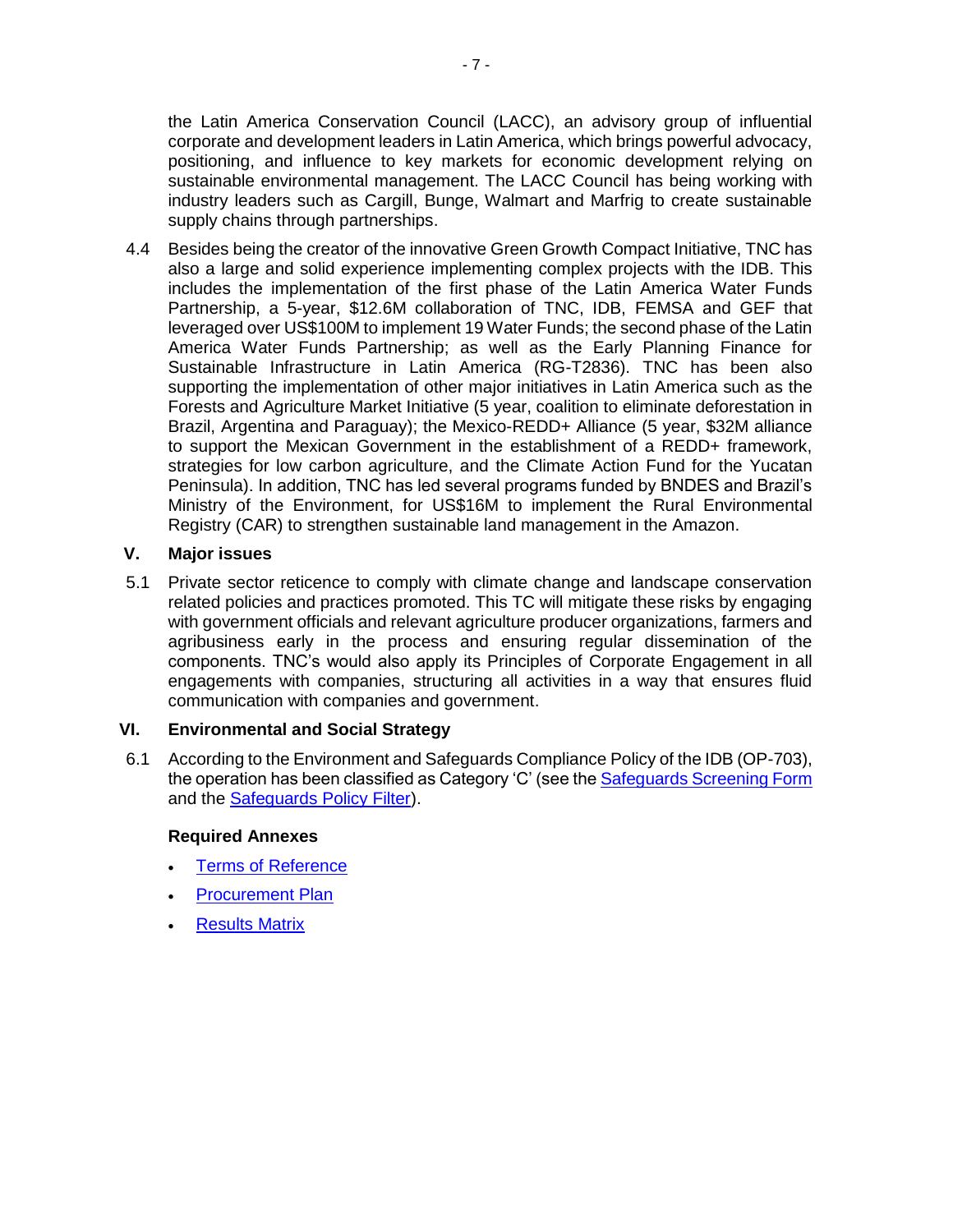the Latin America Conservation Council (LACC), an advisory group of influential corporate and development leaders in Latin America, which brings powerful advocacy, positioning, and influence to key markets for economic development relying on sustainable environmental management. The LACC Council has being working with industry leaders such as Cargill, Bunge, Walmart and Marfrig to create sustainable supply chains through partnerships.

4.4 Besides being the creator of the innovative Green Growth Compact Initiative, TNC has also a large and solid experience implementing complex projects with the IDB. This includes the implementation of the first phase of the Latin America Water Funds Partnership, a 5-year, $12.6M collaboration of TNC, IDB, FEMSA and GEF that leveraged over US$100M to implement 19 Water Funds; the second phase of the Latin America Water Funds Partnership; as well as the Early Planning Finance for Sustainable Infrastructure in Latin America (RG-T2836). TNC has been also supporting the implementation of other major initiatives in Latin America such as the Forests and Agriculture Market Initiative (5 year, coalition to eliminate deforestation in Brazil, Argentina and Paraguay); the Mexico-REDD+ Alliance (5 year, $32M alliance to support the Mexican Government in the establishment of a REDD+ framework, strategies for low carbon agriculture, and the Climate Action Fund for the Yucatan Peninsula). In addition, TNC has led several programs funded by BNDES and Brazil's Ministry of the Environment, for US$16M to implement the Rural Environmental Registry (CAR) to strengthen sustainable land management in the Amazon.

## V. Major issues

5.1 Private sector reticence to comply with climate change and landscape conservation related policies and practices promoted. This TC will mitigate these risks by engaging with government officials and relevant agriculture producer organizations, farmers and agribusiness early in the process and ensuring regular dissemination of the components. TNC's would also apply its Principles of Corporate Engagement in all engagements with companies, structuring all activities in a way that ensures fluid communication with companies and government.

## VI. Environmental and Social Strategy

6.1 According to the Environment and Safeguards Compliance Policy of the IDB (OP-703), the operation has been classified as Category 'C' (see the Safeguards Screening Form and the Safeguards Policy Filter).

### Required Annexes

- Terms of Reference
- Procurement Plan
- Results Matrix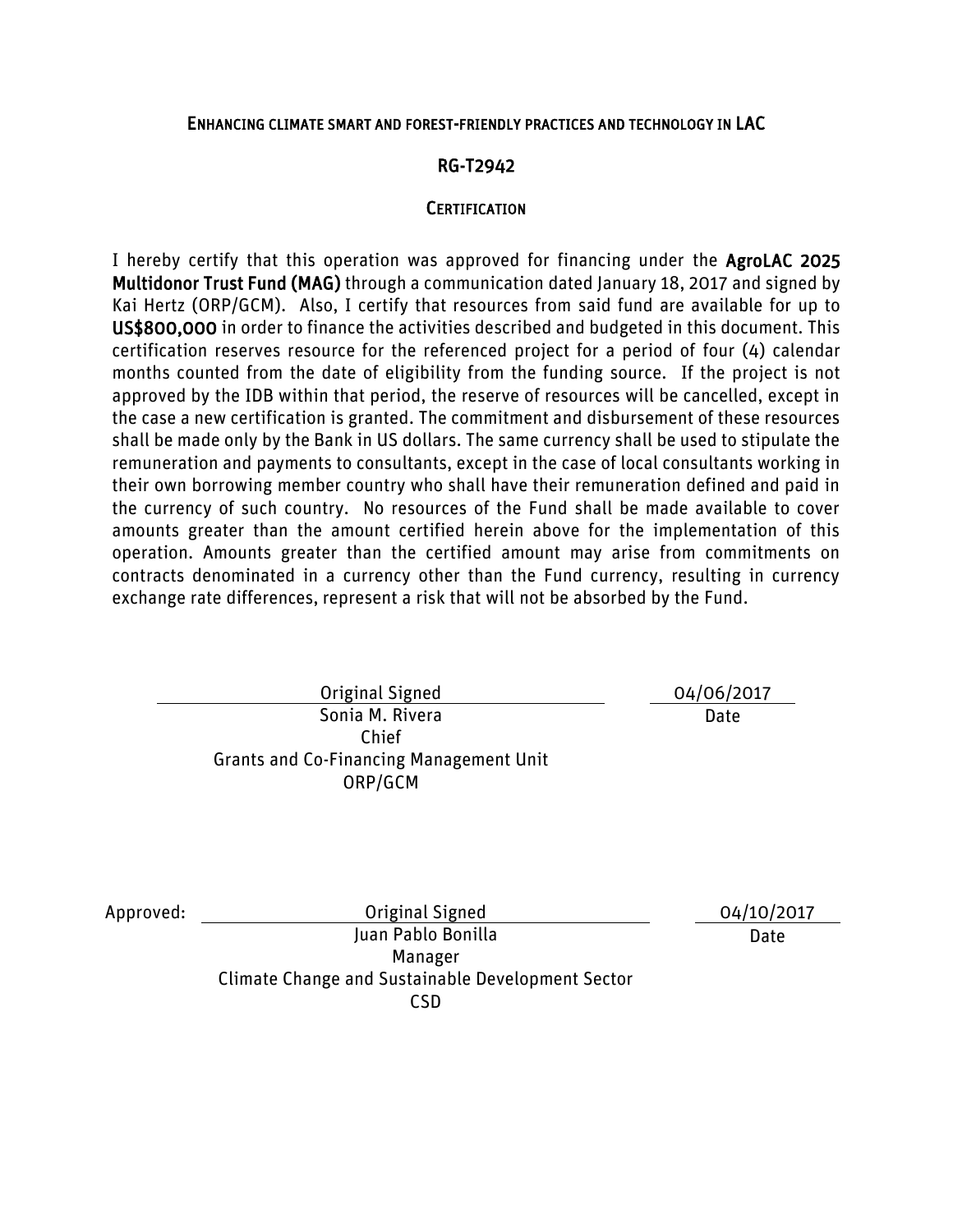**ENHANCING CLIMATE SMART AND FOREST-FRIENDLY PRACTICES AND TECHNOLOGY IN LAC**

**RG-T2942**

**CERTIFICATION**

I hereby certify that this operation was approved for financing under the **AgroLAC 2025 Multidonor Trust Fund (MAG)** through a communication dated January 18, 2017 and signed by Kai Hertz (ORP/GCM). Also, I certify that resources from said fund are available for up to **US$800,000** in order to finance the activities described and budgeted in this document. This certification reserves resource for the referenced project for a period of four (4) calendar months counted from the date of eligibility from the funding source. If the project is not approved by the IDB within that period, the reserve of resources will be cancelled, except in the case a new certification is granted. The commitment and disbursement of these resources shall be made only by the Bank in US dollars. The same currency shall be used to stipulate the remuneration and payments to consultants, except in the case of local consultants working in their own borrowing member country who shall have their remuneration defined and paid in the currency of such country. No resources of the Fund shall be made available to cover amounts greater than the amount certified herein above for the implementation of this operation. Amounts greater than the certified amount may arise from commitments on contracts denominated in a currency other than the Fund currency, resulting in currency exchange rate differences, represent a risk that will not be absorbed by the Fund.

Original Signed
Sonia M. Rivera
Chief
Grants and Co-Financing Management Unit
ORP/GCM

04/06/2017
Date

Approved:

Original Signed
Juan Pablo Bonilla
Manager
Climate Change and Sustainable Development Sector
CSD

04/10/2017
Date